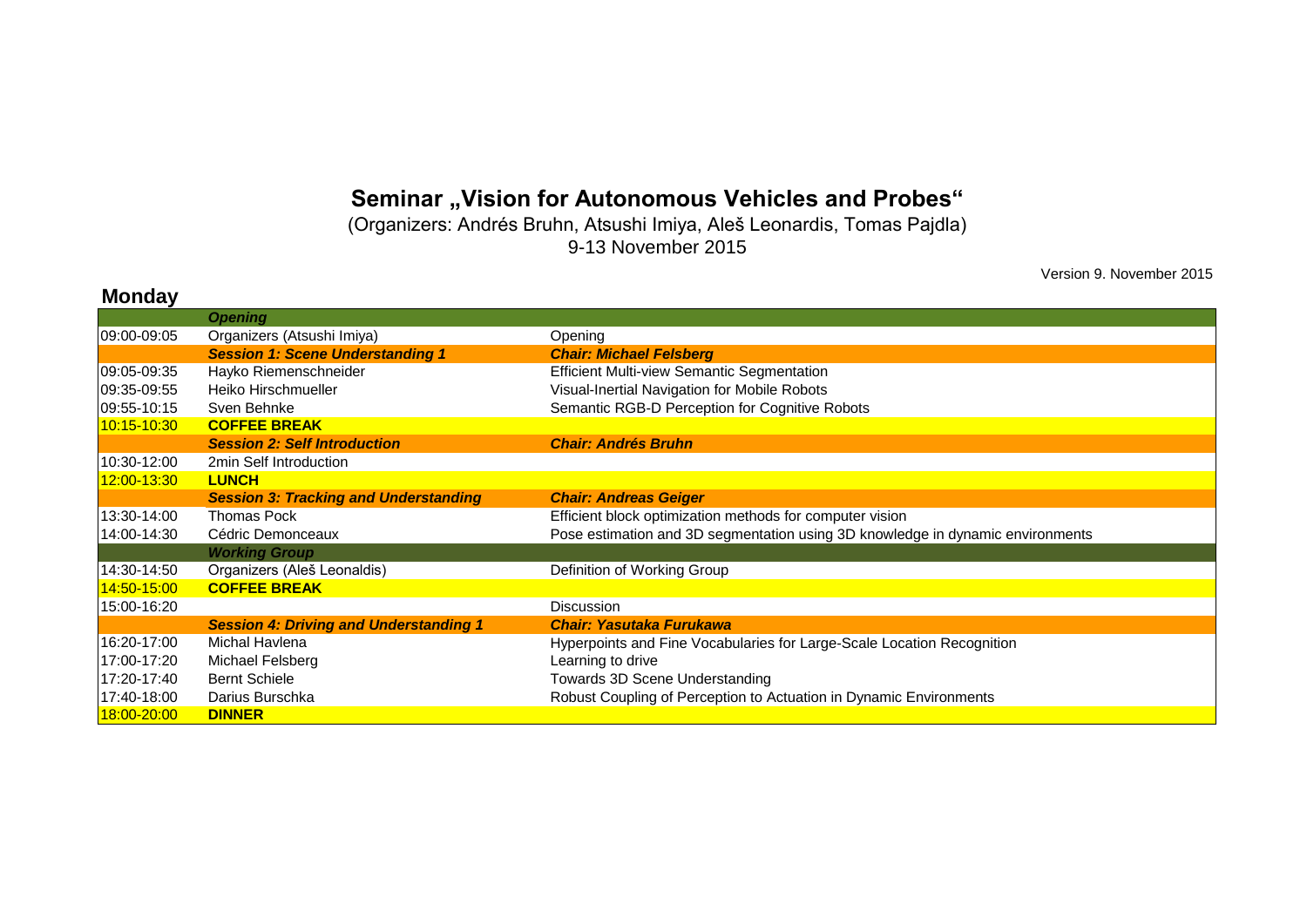# Seminar „Vision for Autonomous Vehicles and Probes“

(Organizers: Andrés Bruhn, Atsushi Imiya, Aleš Leonardis, Tomas Pajdla)
9-13 November 2015

Version 9. November 2015

## Monday

| | | |
|---|---|---|
| | ***Opening*** | |
| 09:00-09:05 | Organizers (Atsushi Imiya) | Opening |
| | ***Session 1: Scene Understanding 1*** | ***Chair: Michael Felsberg*** |
| 09:05-09:35 | Hayko Riemenschneider | Efficient Multi-view Semantic Segmentation |
| 09:35-09:55 | Heiko Hirschmueller | Visual-Inertial Navigation for Mobile Robots |
| 09:55-10:15 | Sven Behnke | Semantic RGB-D Perception for Cognitive Robots |
| 10:15-10:30 | **COFFEE BREAK** | |
| | ***Session 2: Self Introduction*** | ***Chair: Andrés Bruhn*** |
| 10:30-12:00 | 2min Self Introduction | |
| 12:00-13:30 | **LUNCH** | |
| | ***Session 3: Tracking and Understanding*** | ***Chair: Andreas Geiger*** |
| 13:30-14:00 | Thomas Pock | Efficient block optimization methods for computer vision |
| 14:00-14:30 | Cédric Demonceaux | Pose estimation and 3D segmentation using 3D knowledge in dynamic environments |
| | ***Working Group*** | |
| 14:30-14:50 | Organizers (Aleš Leonaldis) | Definition of Working Group |
| 14:50-15:00 | **COFFEE BREAK** | |
| 15:00-16:20 | | Discussion |
| | ***Session 4: Driving and Understanding 1*** | ***Chair: Yasutaka Furukawa*** |
| 16:20-17:00 | Michal Havlena | Hyperpoints and Fine Vocabularies for Large-Scale Location Recognition |
| 17:00-17:20 | Michael Felsberg | Learning to drive |
| 17:20-17:40 | Bernt Schiele | Towards 3D Scene Understanding |
| 17:40-18:00 | Darius Burschka | Robust Coupling of Perception to Actuation in Dynamic Environments |
| 18:00-20:00 | **DINNER** | |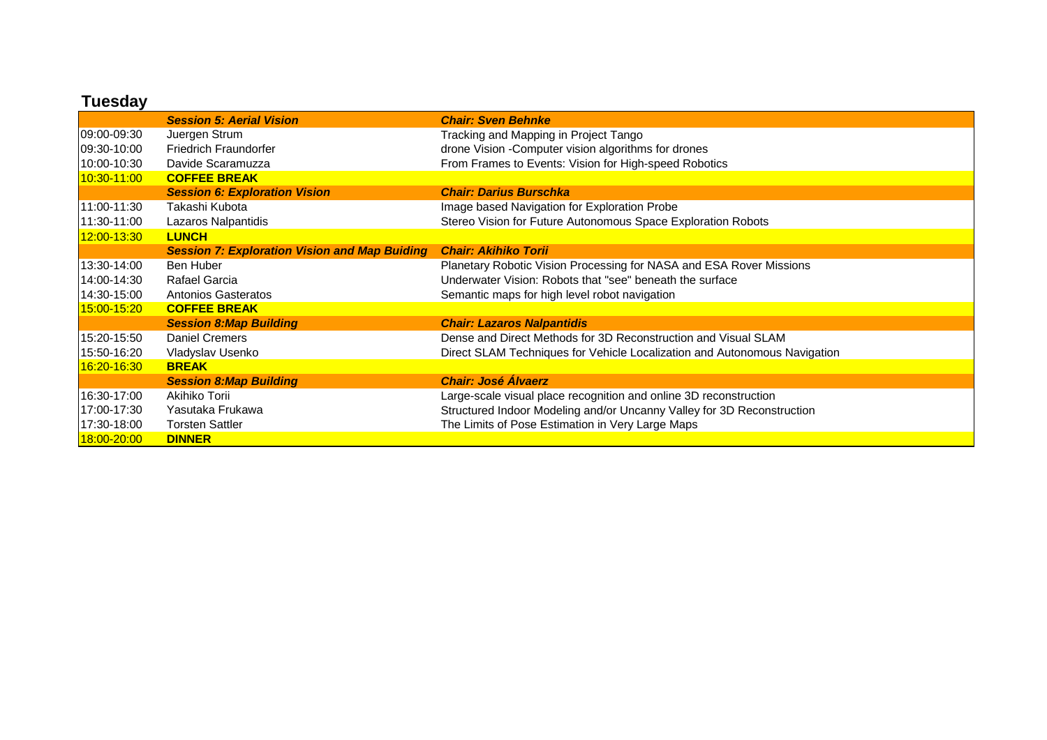## Tuesday

| | ***Session 5: Aerial Vision*** | ***Chair: Sven Behnke*** |
|---|---|---|
| 09:00-09:30 | Juergen Strum | Tracking and Mapping in Project Tango |
| 09:30-10:00 | Friedrich Fraundorfer | drone Vision -Computer vision algorithms for drones |
| 10:00-10:30 | Davide Scaramuzza | From Frames to Events: Vision for High-speed Robotics |
| 10:30-11:00 | **COFFEE BREAK** | |
| | ***Session 6: Exploration Vision*** | ***Chair: Darius Burschka*** |
| 11:00-11:30 | Takashi Kubota | Image based Navigation for Exploration Probe |
| 11:30-11:00 | Lazaros Nalpantidis | Stereo Vision for Future Autonomous Space Exploration Robots |
| 12:00-13:30 | **LUNCH** | |
| | ***Session 7: Exploration Vision and Map Buiding*** | ***Chair: Akihiko Torii*** |
| 13:30-14:00 | Ben Huber | Planetary Robotic Vision Processing for NASA and ESA Rover Missions |
| 14:00-14:30 | Rafael Garcia | Underwater Vision: Robots that "see" beneath the surface |
| 14:30-15:00 | Antonios Gasteratos | Semantic maps for high level robot navigation |
| 15:00-15:20 | **COFFEE BREAK** | |
| | ***Session 8:Map Building*** | ***Chair: Lazaros Nalpantidis*** |
| 15:20-15:50 | Daniel Cremers | Dense and Direct Methods for 3D Reconstruction and Visual SLAM |
| 15:50-16:20 | Vladyslav Usenko | Direct SLAM Techniques for Vehicle Localization and Autonomous Navigation |
| 16:20-16:30 | **BREAK** | |
| | ***Session 8:Map Building*** | ***Chair: José Álvaerz*** |
| 16:30-17:00 | Akihiko Torii | Large-scale visual place recognition and online 3D reconstruction |
| 17:00-17:30 | Yasutaka Frukawa | Structured Indoor Modeling and/or Uncanny Valley for 3D Reconstruction |
| 17:30-18:00 | Torsten Sattler | The Limits of Pose Estimation in Very Large Maps |
| 18:00-20:00 | **DINNER** | |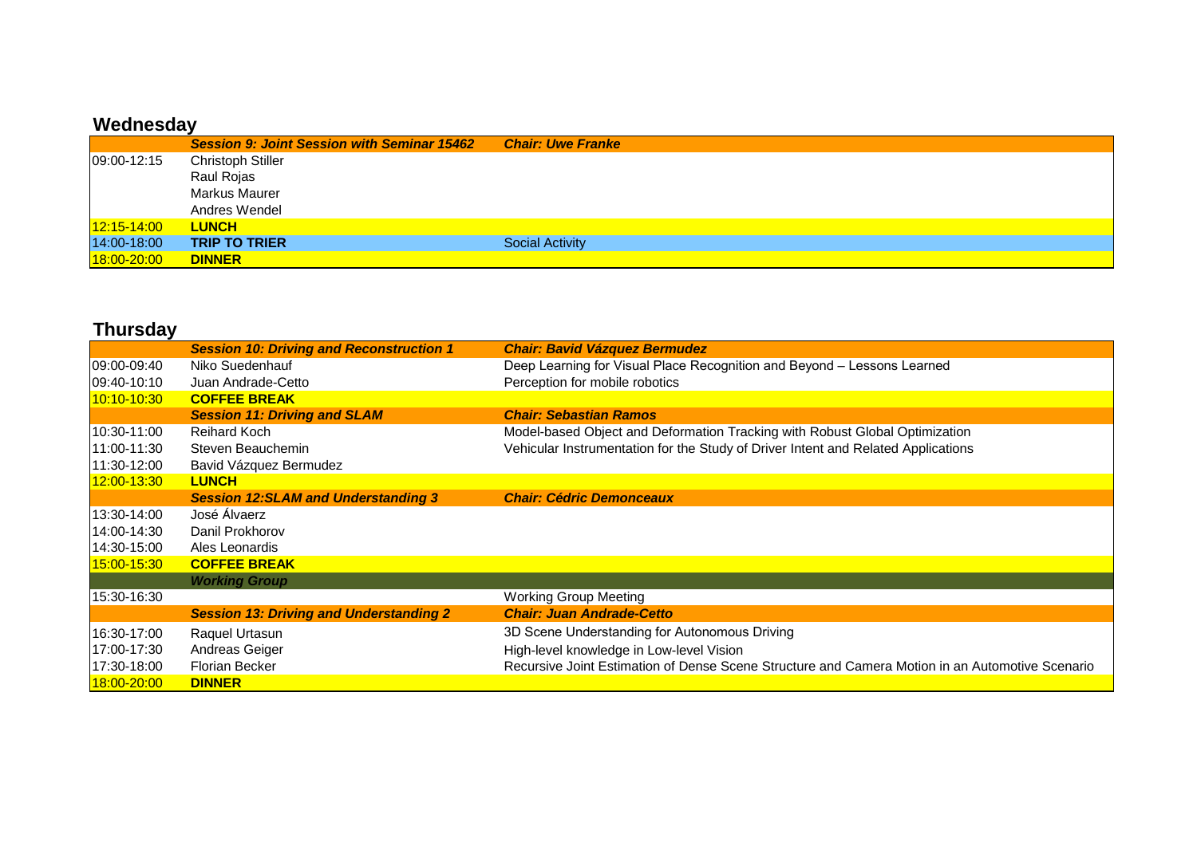## Wednesday

| | *Session 9: Joint Session with Seminar 15462* | *Chair: Uwe Franke* |
|---|---|---|
| 09:00-12:15 | Christoph Stiller | |
| | Raul Rojas | |
| | Markus Maurer | |
| | Andres Wendel | |
| 12:15-14:00 | **LUNCH** | |
| 14:00-18:00 | **TRIP TO TRIER** | Social Activity |
| 18:00-20:00 | **DINNER** | |

## Thursday

| | *Session 10: Driving and Reconstruction 1* | *Chair: Bavid Vázquez Bermudez* |
|---|---|---|
| 09:00-09:40 | Niko Suedenhauf | Deep Learning for Visual Place Recognition and Beyond – Lessons Learned |
| 09:40-10:10 | Juan Andrade-Cetto | Perception for mobile robotics |
| 10:10-10:30 | **COFFEE BREAK** | |
| | *Session 11: Driving and SLAM* | *Chair: Sebastian Ramos* |
| 10:30-11:00 | Reihard Koch | Model-based Object and Deformation Tracking with Robust Global Optimization |
| 11:00-11:30 | Steven Beauchemin | Vehicular Instrumentation for the Study of Driver Intent and Related Applications |
| 11:30-12:00 | Bavid Vázquez Bermudez | |
| 12:00-13:30 | **LUNCH** | |
| | *Session 12:SLAM and Understanding 3* | *Chair: Cédric Demonceaux* |
| 13:30-14:00 | José Álvaerz | |
| 14:00-14:30 | Danil Prokhorov | |
| 14:30-15:00 | Ales Leonardis | |
| 15:00-15:30 | **COFFEE BREAK** | |
| | *Working Group* | |
| 15:30-16:30 | | Working Group Meeting |
| | *Session 13: Driving and Understanding 2* | *Chair: Juan Andrade-Cetto* |
| 16:30-17:00 | Raquel Urtasun | 3D Scene Understanding for Autonomous Driving |
| 17:00-17:30 | Andreas Geiger | High-level knowledge in Low-level Vision |
| 17:30-18:00 | Florian Becker | Recursive Joint Estimation of Dense Scene Structure and Camera Motion in an Automotive Scenario |
| 18:00-20:00 | **DINNER** | |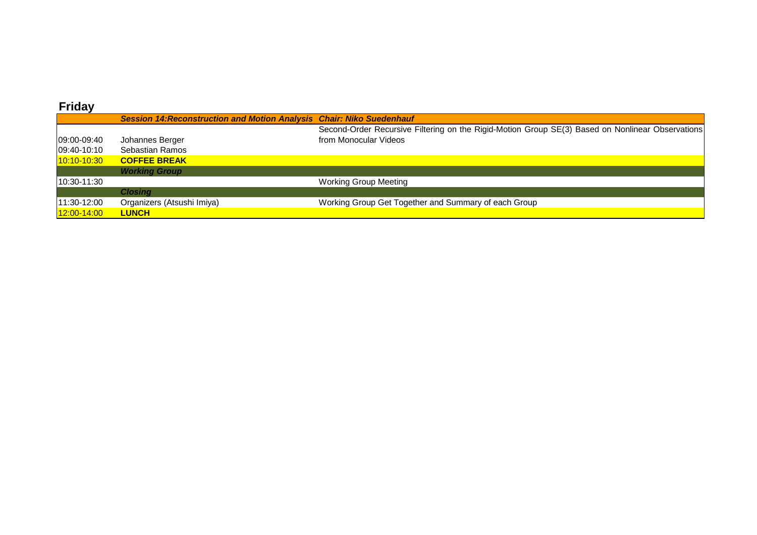## Friday

| | | |
|---|---|---|
| | ***Session 14:Reconstruction and Motion Analysis*** | ***Chair: Niko Suedenhauf*** |
| 09:00-09:40 | Johannes Berger | Second-Order Recursive Filtering on the Rigid-Motion Group SE(3) Based on Nonlinear Observations from Monocular Videos |
| 09:40-10:10 | Sebastian Ramos | |
| 10:10-10:30 | **COFFEE BREAK** | |
| | ***Working Group*** | |
| 10:30-11:30 | | Working Group Meeting |
| | ***Closing*** | |
| 11:30-12:00 | Organizers (Atsushi Imiya) | Working Group Get Together and Summary of each Group |
| 12:00-14:00 | **LUNCH** | |